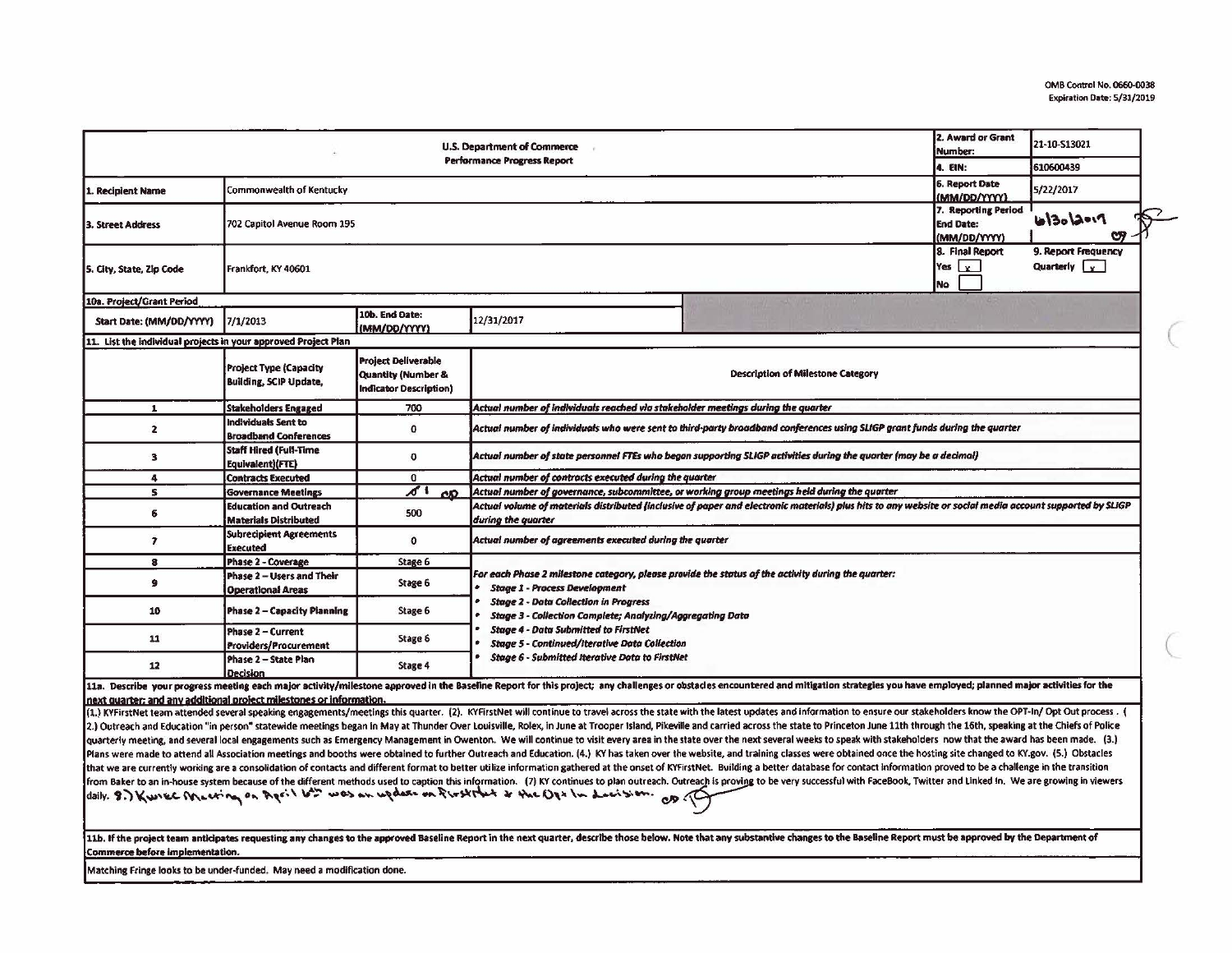OMB Control No. 0660-0038
Expiration Date: 5/31/2019

| U.S. Department of Commerce Performance Progress Report | | | | 2. Award or Grant Number: | 21-10-S13021 |
|---|---|---|---|---|---|
| | | | | 4. EIN: | 610600439 |
| 1. Recipient Name | Commonwealth of Kentucky | | | 6. Report Date (MM/DD/YYYY) | 5/22/2017 |
| 3. Street Address | 702 Capitol Avenue Room 195 | | | 7. Reporting Period End Date: (MM/DD/YYYY) | 6/30/2017 |
| 5. City, State, Zip Code | Frankfort, KY 40601 | | | 8. Final Report Yes [x] No [ ] | 9. Report Frequency Quarterly [x] |
| 10a. Project/Grant Period | | | | | |
| Start Date: (MM/DD/YYYY) | 7/1/2013 | 10b. End Date: (MM/DD/YYYY) | 12/31/2017 | | |

**11. List the individual projects in your approved Project Plan**

| | Project Type (Capacity Building, SCIP Update, | Project Deliverable Quantity (Number & Indicator Description) | Description of Milestone Category |
|---|---|---|---|
| 1 | Stakeholders Engaged | 700 | *Actual number of individuals reached via stakeholder meetings during the quarter* |
| 2 | Individuals Sent to Broadband Conferences | 0 | *Actual number of individuals who were sent to third-party broadband conferences using SLIGP grant funds during the quarter* |
| 3 | Staff Hired (Full-Time Equivalent)(FTE) | 0 | *Actual number of state personnel FTEs who began supporting SLIGP activities during the quarter (may be a decimal)* |
| 4 | Contracts Executed | 0 | *Actual number of contracts executed during the quarter* |
| 5 | Governance Meetings | ~~0~~ 1 | *Actual number of governance, subcommittee, or working group meetings held during the quarter* |
| 6 | Education and Outreach Materials Distributed | 500 | *Actual volume of materials distributed (inclusive of paper and electronic materials) plus hits to any website or social media account supported by SLIGP during the quarter* |
| 7 | Subrecipient Agreements Executed | 0 | *Actual number of agreements executed during the quarter* |
| 8 | Phase 2 - Coverage | Stage 6 | *For each Phase 2 milestone category, please provide the status of the activity during the quarter:* |
| 9 | Phase 2 – Users and Their Operational Areas | Stage 6 | • *Stage 1 - Process Development* • *Stage 2 - Data Collection in Progress* |
| 10 | Phase 2 – Capacity Planning | Stage 6 | • *Stage 3 - Collection Complete; Analyzing/Aggregating Data* |
| 11 | Phase 2 – Current Providers/Procurement | Stage 6 | • *Stage 4 - Data Submitted to FirstNet* • *Stage 5 - Continued/Iterative Data Collection* |
| 12 | Phase 2 – State Plan Decision | Stage 4 | • *Stage 6 - Submitted Iterative Data to FirstNet* |

**11a. Describe your progress meeting each major activity/milestone approved in the Baseline Report for this project; any challenges or obstacles encountered and mitigation strategies you have employed; planned major activities for the next quarter; and any additional project milestones or information.**

(1.) KYFirstNet team attended several speaking engagements/meetings this quarter. (2). KYFirstNet will continue to travel across the state with the latest updates and information to ensure our stakeholders know the OPT-In/ Opt Out process . (2.) Outreach and Education "in person" statewide meetings began in May at Thunder Over Louisville, Rolex, in June at Trooper Island, Pikeville and carried across the state to Princeton June 11th through the 16th, speaking at the Chiefs of Police quarterly meeting, and several local engagements such as Emergency Management in Owenton. We will continue to visit every area in the state over the next several weeks to speak with stakeholders now that the award has been made. (3.) Plans were made to attend all Association meetings and booths were obtained to further Outreach and Education. (4.) KY has taken over the website, and training classes were obtained once the hosting site changed to KY.gov. (5.) Obstacles that we are currently working are a consolidation of contacts and different format to better utilize information gathered at the onset of KYFirstNet. Building a better database for contact information proved to be a challenge in the transition from Baker to an in-house system because of the different methods used to caption this information. (7) KY continues to plan outreach. Outreach is proving to be very successful with FaceBook, Twitter and Linked In. We are growing in viewers daily. 8.) Kwiec Meeting on April 6th was an update on FirstNet & the Opt In decision.

**11b. If the project team anticipates requesting any changes to the approved Baseline Report in the next quarter, describe those below. Note that any substantive changes to the Baseline Report must be approved by the Department of Commerce before implementation.**

Matching Fringe looks to be under-funded. May need a modification done.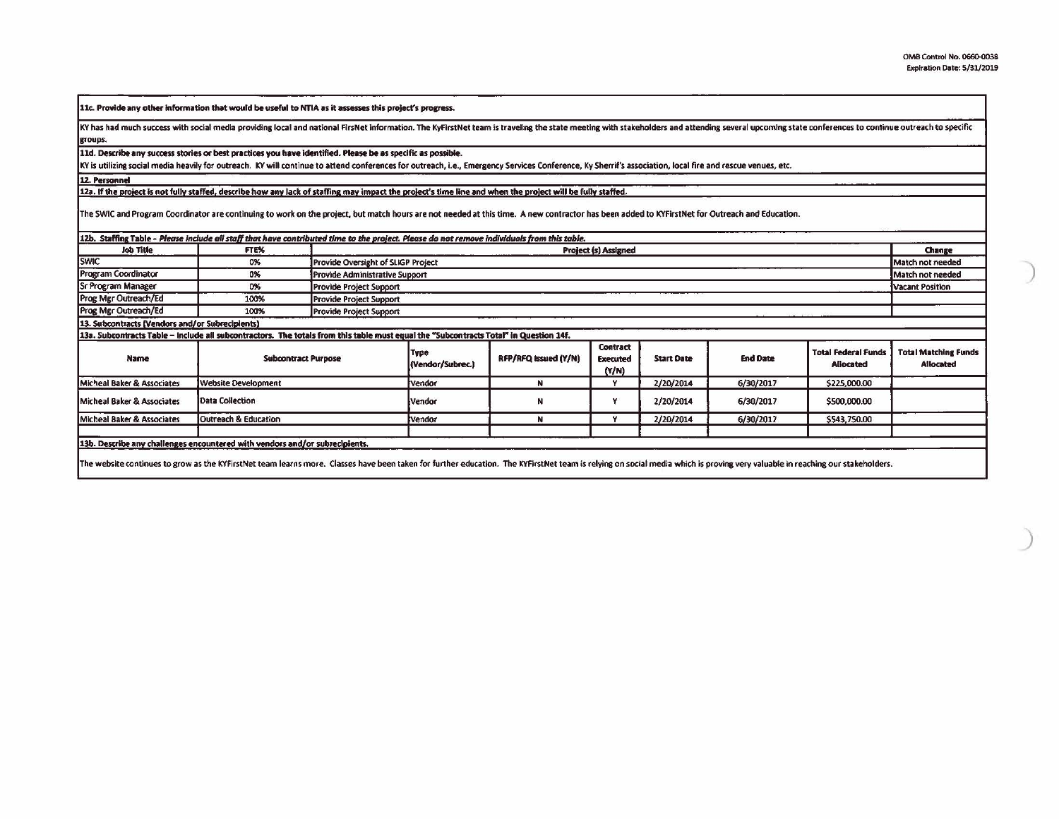**11c. Provide any other information that would be useful to NTIA as it assesses this project's progress.**

KY has had much success with social media providing local and national FirsNet information. The KyFirstNet team is traveling the state meeting with stakeholders and attending several upcoming state conferences to continue outreach to specific groups.

**11d. Describe any success stories or best practices you have identified. Please be as specific as possible.**

KY is utilizing social media heavily for outreach. KY will continue to attend conferences for outreach, i.e., Emergency Services Conference, Ky Sherrif's association, local fire and rescue venues, etc.

**12. Personnel**

**12a. If the project is not fully staffed, describe how any lack of staffing may impact the project's time line and when the project will be fully staffed.**

The SWIC and Program Coordinator are continuing to work on the project, but match hours are not needed at this time. A new contractor has been added to KYFirstNet for Outreach and Education.

**12b. Staffing Table** - *Please include all staff that have contributed time to the project. Please do not remove individuals from this table.*

| Job Title | FTE% | Project (s) Assigned | Change |
|---|---|---|---|
| SWIC | 0% | Provide Oversight of SLIGP Project | Match not needed |
| Program Coordinator | 0% | Provide Administrative Support | Match not needed |
| Sr Program Manager | 0% | Provide Project Support | Vacant Position |
| Prog Mgr Outreach/Ed | 100% | Provide Project Support | |
| Prog Mgr Outreach/Ed | 100% | Provide Project Support | |

**13. Subcontracts (Vendors and/or Subrecipients)**

**13a. Subcontracts Table – Include all subcontractors. The totals from this table must equal the "Subcontracts Total" in Question 14f.**

| Name | Subcontract Purpose | Type (Vendor/Subrec.) | RFP/RFQ Issued (Y/N) | Contract Executed (Y/N) | Start Date | End Date | Total Federal Funds Allocated | Total Matching Funds Allocated |
|---|---|---|---|---|---|---|---|---|
| Micheal Baker & Associates | Website Development | Vendor | N | Y | 2/20/2014 | 6/30/2017 | $225,000.00 | |
| Micheal Baker & Associates | Data Collection | Vendor | N | Y | 2/20/2014 | 6/30/2017 | $500,000.00 | |
| Micheal Baker & Associates | Outreach & Education | Vendor | N | Y | 2/20/2014 | 6/30/2017 | $543,750.00 | |
| | | | | | | | | |

**13b. Describe any challenges encountered with vendors and/or subrecipients.**

The website continues to grow as the KYFirstNet team learns more. Classes have been taken for further education. The KYFirstNet team is relying on social media which is proving very valuable in reaching our stakeholders.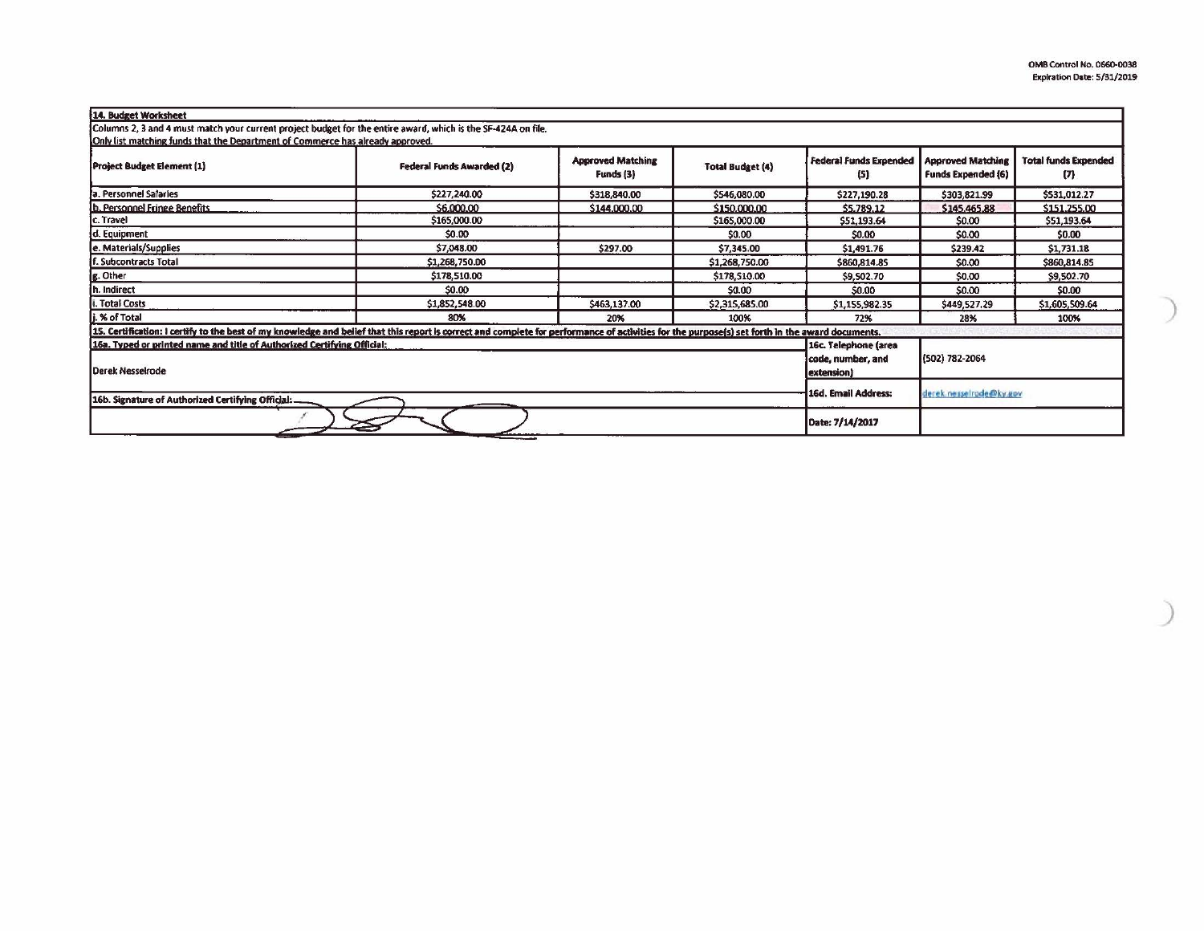OMB Control No. 0660-0038
Expiration Date: 5/31/2019

| 14. Budget Worksheet | | | | | | |
|---|---|---|---|---|---|---|
| Columns 2, 3 and 4 must match your current project budget for the entire award, which is the SF-424A on file. Only list matching funds that the Department of Commerce has already approved. | | | | | | |
| Project Budget Element (1) | Federal Funds Awarded (2) | Approved Matching Funds (3) | Total Budget (4) | Federal Funds Expended (5) | Approved Matching Funds Expended (6) | Total funds Expended (7) |
| a. Personnel Salaries | $227,240.00 | $318,840.00 | $546,080.00 | $227,190.28 | $303,821.99 | $531,012.27 |
| b. Personnel Fringe Benefits | $6,000.00 | $144,000.00 | $150,000.00 | $5,789.12 | $145,465.88 | $151,255.00 |
| c. Travel | $165,000.00 | | $165,000.00 | $51,193.64 | $0.00 | $51,193.64 |
| d. Equipment | $0.00 | | $0.00 | $0.00 | $0.00 | $0.00 |
| e. Materials/Supplies | $7,048.00 | $297.00 | $7,345.00 | $1,491.76 | $239.42 | $1,731.18 |
| f. Subcontracts Total | $1,268,750.00 | | $1,268,750.00 | $860,814.85 | $0.00 | $860,814.85 |
| g. Other | $178,510.00 | | $178,510.00 | $9,502.70 | $0.00 | $9,502.70 |
| h. Indirect | $0.00 | | $0.00 | $0.00 | $0.00 | $0.00 |
| i. Total Costs | $1,852,548.00 | $463,137.00 | $2,315,685.00 | $1,155,982.35 | $449,527.29 | $1,605,509.64 |
| j. % of Total | 80% | 20% | 100% | 72% | 28% | 100% |

**15. Certification:** I certify to the best of my knowledge and belief that this report is correct and complete for performance of activities for the purpose(s) set forth in the award documents.

| | | |
|---|---|---|
| 16a. Typed or printed name and title of Authorized Certifying Official: Derek Nesselrode | 16c. Telephone (area code, number, and extension) | (502) 782-2064 |
| 16b. Signature of Authorized Certifying Official: | 16d. Email Address: | derek.nesselrode@ky.gov |
| | Date: 7/14/2017 | |